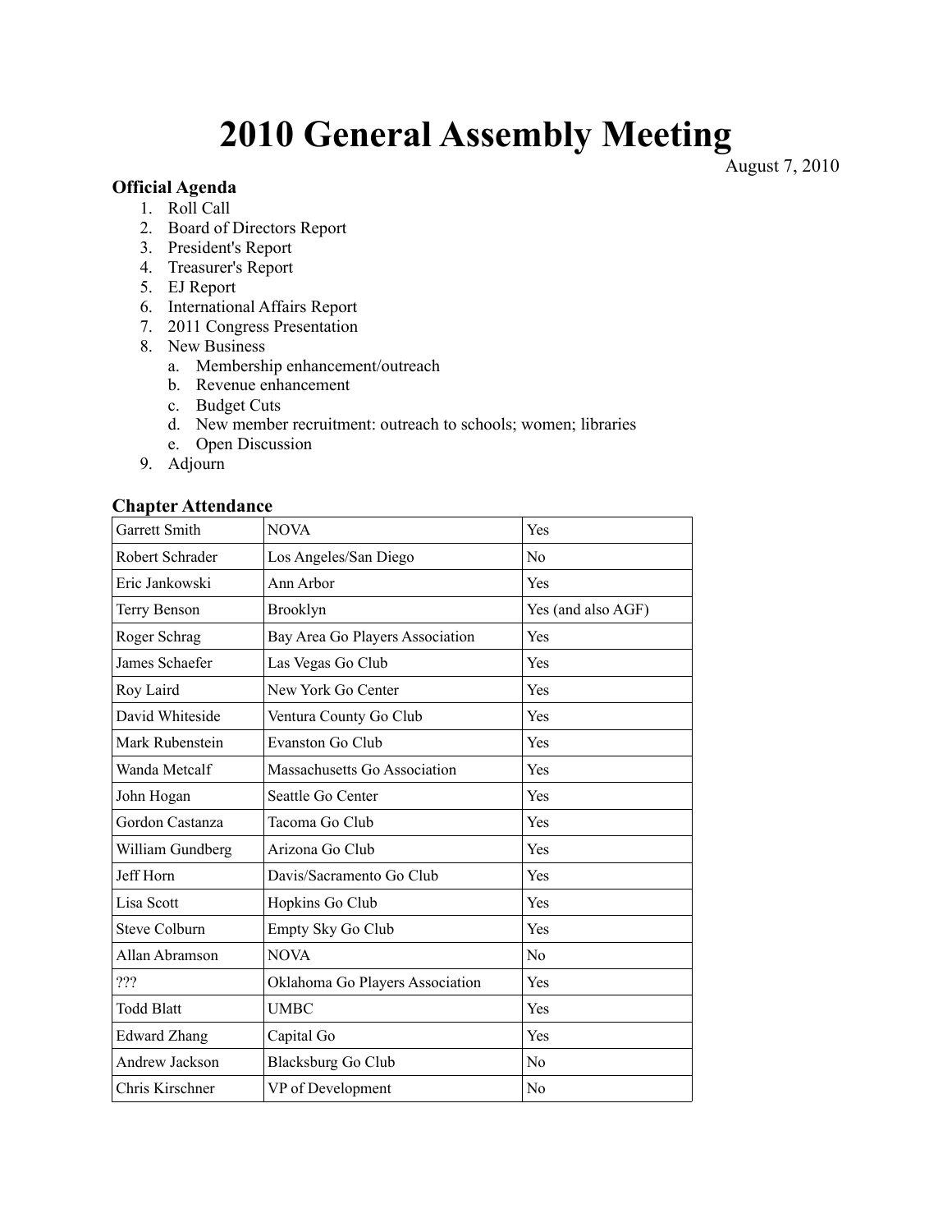# 2010 General Assembly Meeting

August 7, 2010

### Official Agenda

1. Roll Call
2. Board of Directors Report
3. President's Report
4. Treasurer's Report
5. EJ Report
6. International Affairs Report
7. 2011 Congress Presentation
8. New Business
   a. Membership enhancement/outreach
   b. Revenue enhancement
   c. Budget Cuts
   d. New member recruitment: outreach to schools; women; libraries
   e. Open Discussion
9. Adjourn

### Chapter Attendance

| | | |
|---|---|---|
| Garrett Smith | NOVA | Yes |
| Robert Schrader | Los Angeles/San Diego | No |
| Eric Jankowski | Ann Arbor | Yes |
| Terry Benson | Brooklyn | Yes (and also AGF) |
| Roger Schrag | Bay Area Go Players Association | Yes |
| James Schaefer | Las Vegas Go Club | Yes |
| Roy Laird | New York Go Center | Yes |
| David Whiteside | Ventura County Go Club | Yes |
| Mark Rubenstein | Evanston Go Club | Yes |
| Wanda Metcalf | Massachusetts Go Association | Yes |
| John Hogan | Seattle Go Center | Yes |
| Gordon Castanza | Tacoma Go Club | Yes |
| William Gundberg | Arizona Go Club | Yes |
| Jeff Horn | Davis/Sacramento Go Club | Yes |
| Lisa Scott | Hopkins Go Club | Yes |
| Steve Colburn | Empty Sky Go Club | Yes |
| Allan Abramson | NOVA | No |
| ??? | Oklahoma Go Players Association | Yes |
| Todd Blatt | UMBC | Yes |
| Edward Zhang | Capital Go | Yes |
| Andrew Jackson | Blacksburg Go Club | No |
| Chris Kirschner | VP of Development | No |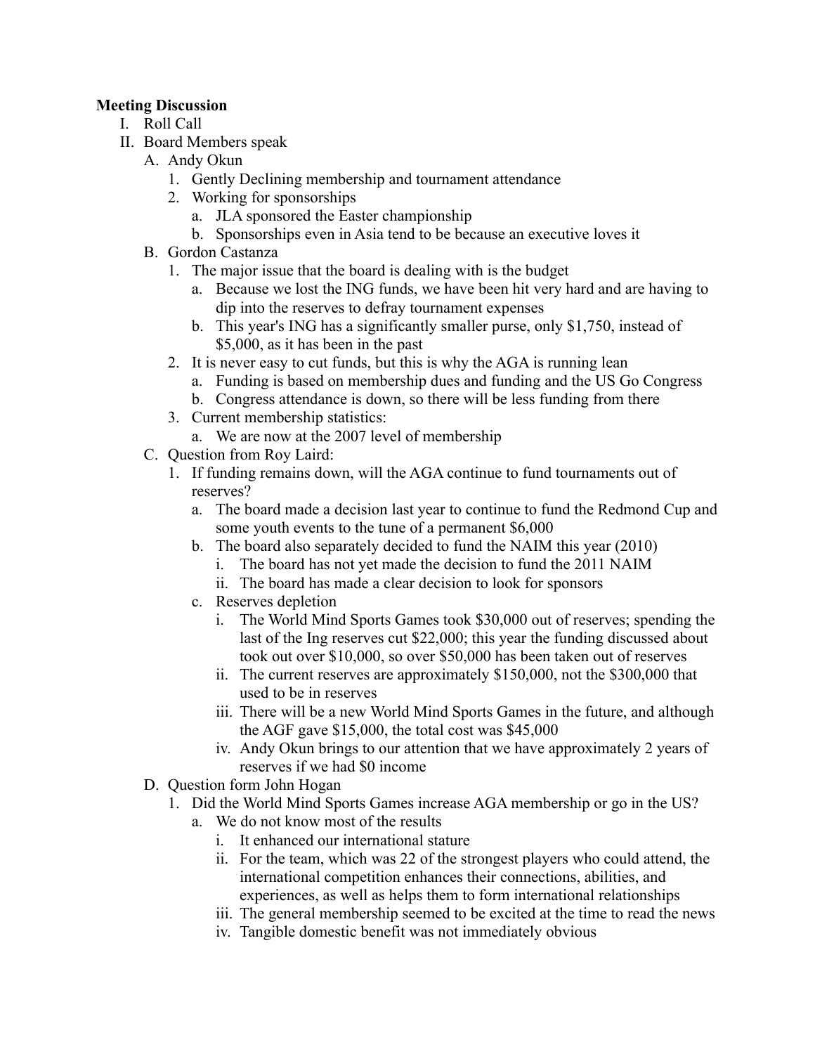**Meeting Discussion**

I. Roll Call
II. Board Members speak
   A. Andy Okun
      1. Gently Declining membership and tournament attendance
      2. Working for sponsorships
         a. JLA sponsored the Easter championship
         b. Sponsorships even in Asia tend to be because an executive loves it
   B. Gordon Castanza
      1. The major issue that the board is dealing with is the budget
         a. Because we lost the ING funds, we have been hit very hard and are having to dip into the reserves to defray tournament expenses
         b. This year's ING has a significantly smaller purse, only $1,750, instead of $5,000, as it has been in the past
      2. It is never easy to cut funds, but this is why the AGA is running lean
         a. Funding is based on membership dues and funding and the US Go Congress
         b. Congress attendance is down, so there will be less funding from there
      3. Current membership statistics:
         a. We are now at the 2007 level of membership
   C. Question from Roy Laird:
      1. If funding remains down, will the AGA continue to fund tournaments out of reserves?
         a. The board made a decision last year to continue to fund the Redmond Cup and some youth events to the tune of a permanent $6,000
         b. The board also separately decided to fund the NAIM this year (2010)
            i. The board has not yet made the decision to fund the 2011 NAIM
            ii. The board has made a clear decision to look for sponsors
         c. Reserves depletion
            i. The World Mind Sports Games took $30,000 out of reserves; spending the last of the Ing reserves cut $22,000; this year the funding discussed about took out over $10,000, so over $50,000 has been taken out of reserves
            ii. The current reserves are approximately $150,000, not the $300,000 that used to be in reserves
            iii. There will be a new World Mind Sports Games in the future, and although the AGF gave $15,000, the total cost was $45,000
            iv. Andy Okun brings to our attention that we have approximately 2 years of reserves if we had $0 income
   D. Question form John Hogan
      1. Did the World Mind Sports Games increase AGA membership or go in the US?
         a. We do not know most of the results
            i. It enhanced our international stature
            ii. For the team, which was 22 of the strongest players who could attend, the international competition enhances their connections, abilities, and experiences, as well as helps them to form international relationships
            iii. The general membership seemed to be excited at the time to read the news
            iv. Tangible domestic benefit was not immediately obvious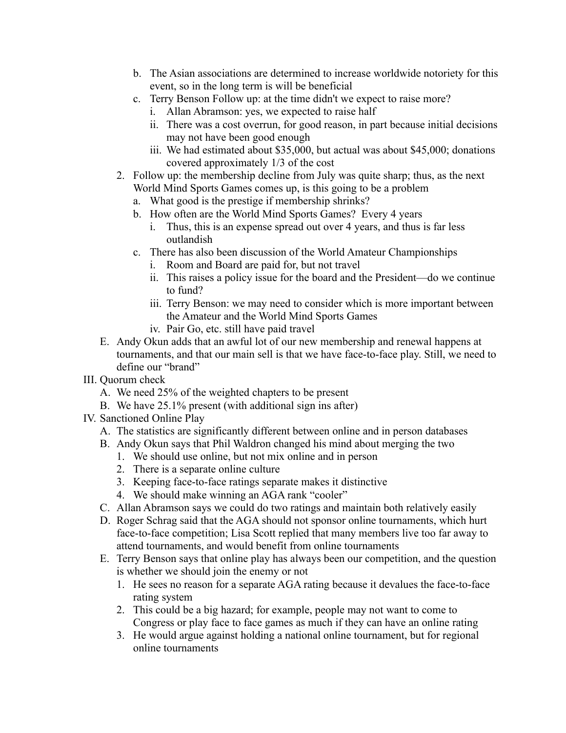b. The Asian associations are determined to increase worldwide notoriety for this event, so in the long term is will be beneficial
        c. Terry Benson Follow up: at the time didn't we expect to raise more?
            i. Allan Abramson: yes, we expected to raise half
            ii. There was a cost overrun, for good reason, in part because initial decisions may not have been good enough
            iii. We had estimated about $35,000, but actual was about $45,000; donations covered approximately 1/3 of the cost
    2. Follow up: the membership decline from July was quite sharp; thus, as the next World Mind Sports Games comes up, is this going to be a problem
        a. What good is the prestige if membership shrinks?
        b. How often are the World Mind Sports Games? Every 4 years
            i. Thus, this is an expense spread out over 4 years, and thus is far less outlandish
        c. There has also been discussion of the World Amateur Championships
            i. Room and Board are paid for, but not travel
            ii. This raises a policy issue for the board and the President—do we continue to fund?
            iii. Terry Benson: we may need to consider which is more important between the Amateur and the World Mind Sports Games
            iv. Pair Go, etc. still have paid travel
  E. Andy Okun adds that an awful lot of our new membership and renewal happens at tournaments, and that our main sell is that we have face-to-face play. Still, we need to define our "brand"

III. Quorum check
  A. We need 25% of the weighted chapters to be present
  B. We have 25.1% present (with additional sign ins after)

IV. Sanctioned Online Play
  A. The statistics are significantly different between online and in person databases
  B. Andy Okun says that Phil Waldron changed his mind about merging the two
    1. We should use online, but not mix online and in person
    2. There is a separate online culture
    3. Keeping face-to-face ratings separate makes it distinctive
    4. We should make winning an AGA rank "cooler"
  C. Allan Abramson says we could do two ratings and maintain both relatively easily
  D. Roger Schrag said that the AGA should not sponsor online tournaments, which hurt face-to-face competition; Lisa Scott replied that many members live too far away to attend tournaments, and would benefit from online tournaments
  E. Terry Benson says that online play has always been our competition, and the question is whether we should join the enemy or not
    1. He sees no reason for a separate AGA rating because it devalues the face-to-face rating system
    2. This could be a big hazard; for example, people may not want to come to Congress or play face to face games as much if they can have an online rating
    3. He would argue against holding a national online tournament, but for regional online tournaments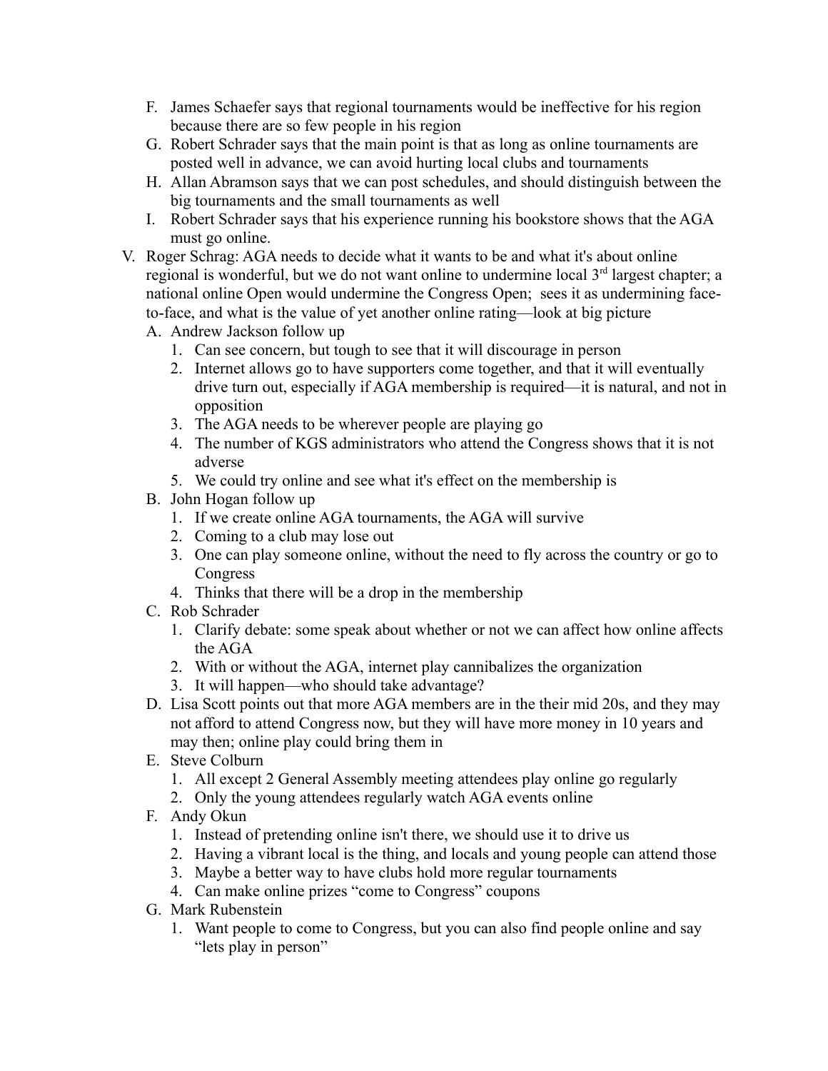F. James Schaefer says that regional tournaments would be ineffective for his region because there are so few people in his region
G. Robert Schrader says that the main point is that as long as online tournaments are posted well in advance, we can avoid hurting local clubs and tournaments
H. Allan Abramson says that we can post schedules, and should distinguish between the big tournaments and the small tournaments as well
I. Robert Schrader says that his experience running his bookstore shows that the AGA must go online.

V. Roger Schrag: AGA needs to decide what it wants to be and what it's about online regional is wonderful, but we do not want online to undermine local 3rd largest chapter; a national online Open would undermine the Congress Open; sees it as undermining face-to-face, and what is the value of yet another online rating—look at big picture
   A. Andrew Jackson follow up
      1. Can see concern, but tough to see that it will discourage in person
      2. Internet allows go to have supporters come together, and that it will eventually drive turn out, especially if AGA membership is required—it is natural, and not in opposition
      3. The AGA needs to be wherever people are playing go
      4. The number of KGS administrators who attend the Congress shows that it is not adverse
      5. We could try online and see what it's effect on the membership is
   B. John Hogan follow up
      1. If we create online AGA tournaments, the AGA will survive
      2. Coming to a club may lose out
      3. One can play someone online, without the need to fly across the country or go to Congress
      4. Thinks that there will be a drop in the membership
   C. Rob Schrader
      1. Clarify debate: some speak about whether or not we can affect how online affects the AGA
      2. With or without the AGA, internet play cannibalizes the organization
      3. It will happen—who should take advantage?
   D. Lisa Scott points out that more AGA members are in the their mid 20s, and they may not afford to attend Congress now, but they will have more money in 10 years and may then; online play could bring them in
   E. Steve Colburn
      1. All except 2 General Assembly meeting attendees play online go regularly
      2. Only the young attendees regularly watch AGA events online
   F. Andy Okun
      1. Instead of pretending online isn't there, we should use it to drive us
      2. Having a vibrant local is the thing, and locals and young people can attend those
      3. Maybe a better way to have clubs hold more regular tournaments
      4. Can make online prizes "come to Congress" coupons
   G. Mark Rubenstein
      1. Want people to come to Congress, but you can also find people online and say "lets play in person"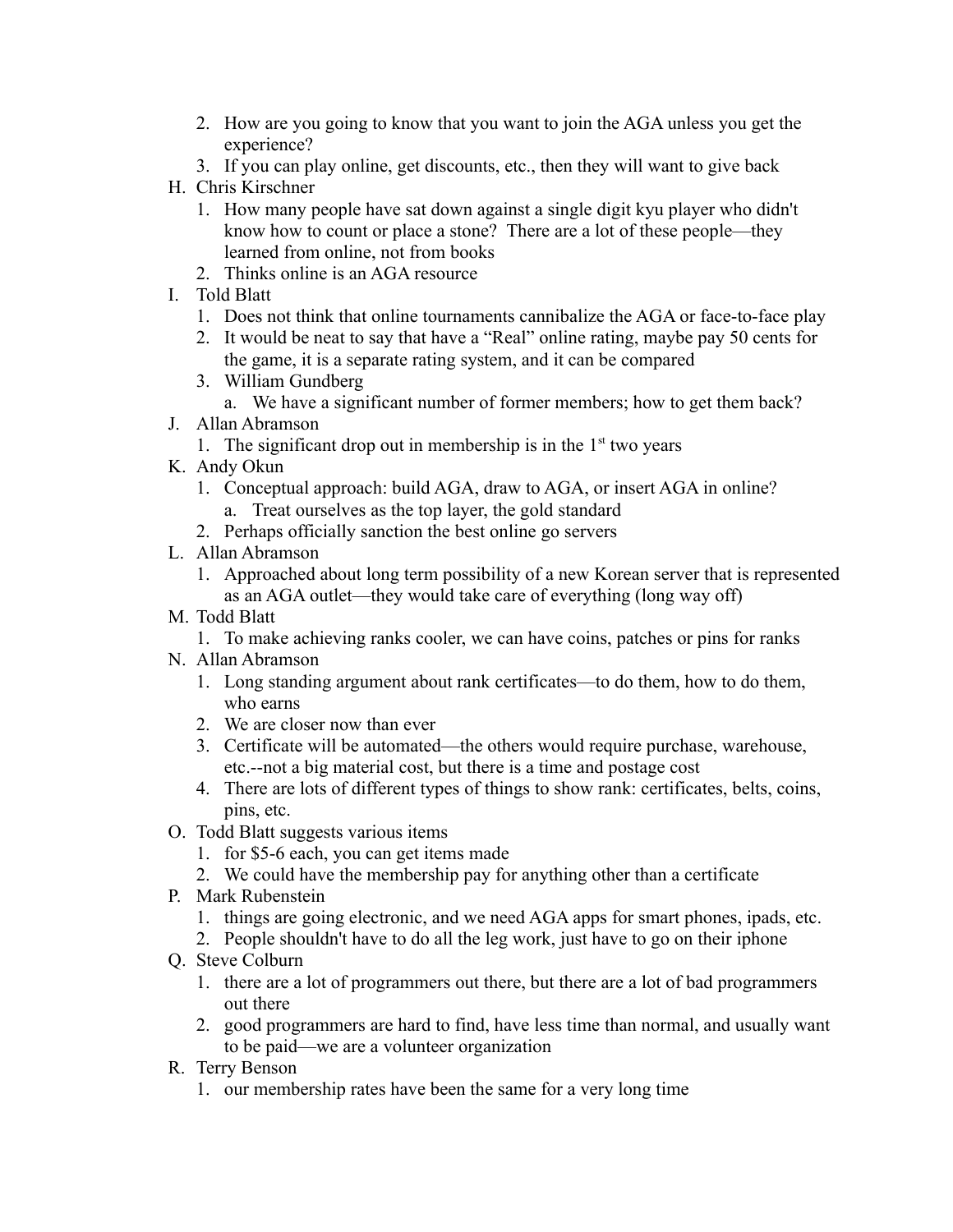2. How are you going to know that you want to join the AGA unless you get the experience?
3. If you can play online, get discounts, etc., then they will want to give back

H. Chris Kirschner
   1. How many people have sat down against a single digit kyu player who didn't know how to count or place a stone? There are a lot of these people—they learned from online, not from books
   2. Thinks online is an AGA resource

I. Told Blatt
   1. Does not think that online tournaments cannibalize the AGA or face-to-face play
   2. It would be neat to say that have a "Real" online rating, maybe pay 50 cents for the game, it is a separate rating system, and it can be compared
   3. William Gundberg
      a. We have a significant number of former members; how to get them back?

J. Allan Abramson
   1. The significant drop out in membership is in the 1st two years

K. Andy Okun
   1. Conceptual approach: build AGA, draw to AGA, or insert AGA in online?
      a. Treat ourselves as the top layer, the gold standard
   2. Perhaps officially sanction the best online go servers

L. Allan Abramson
   1. Approached about long term possibility of a new Korean server that is represented as an AGA outlet—they would take care of everything (long way off)

M. Todd Blatt
   1. To make achieving ranks cooler, we can have coins, patches or pins for ranks

N. Allan Abramson
   1. Long standing argument about rank certificates—to do them, how to do them, who earns
   2. We are closer now than ever
   3. Certificate will be automated—the others would require purchase, warehouse, etc.--not a big material cost, but there is a time and postage cost
   4. There are lots of different types of things to show rank: certificates, belts, coins, pins, etc.

O. Todd Blatt suggests various items
   1. for $5-6 each, you can get items made
   2. We could have the membership pay for anything other than a certificate

P. Mark Rubenstein
   1. things are going electronic, and we need AGA apps for smart phones, ipads, etc.
   2. People shouldn't have to do all the leg work, just have to go on their iphone

Q. Steve Colburn
   1. there are a lot of programmers out there, but there are a lot of bad programmers out there
   2. good programmers are hard to find, have less time than normal, and usually want to be paid—we are a volunteer organization

R. Terry Benson
   1. our membership rates have been the same for a very long time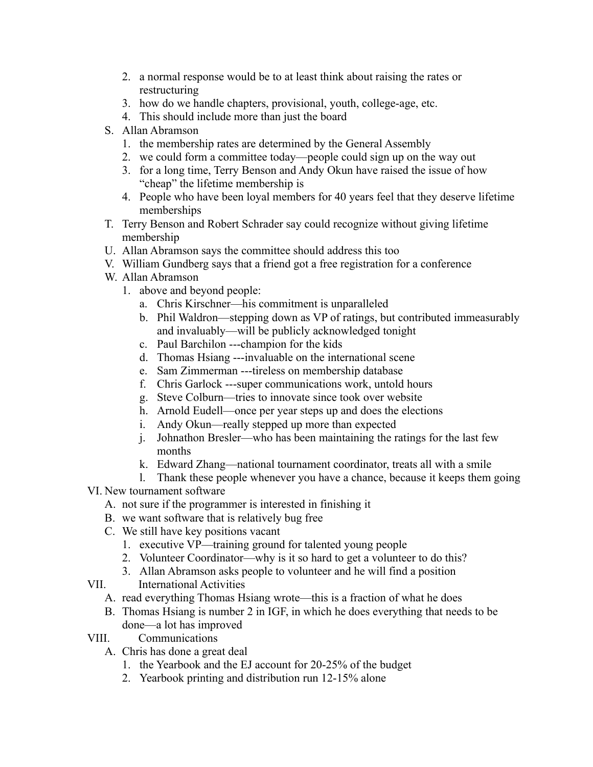2. a normal response would be to at least think about raising the rates or restructuring
    3. how do we handle chapters, provisional, youth, college-age, etc.
    4. This should include more than just the board

S. Allan Abramson
    1. the membership rates are determined by the General Assembly
    2. we could form a committee today—people could sign up on the way out
    3. for a long time, Terry Benson and Andy Okun have raised the issue of how "cheap" the lifetime membership is
    4. People who have been loyal members for 40 years feel that they deserve lifetime memberships

T. Terry Benson and Robert Schrader say could recognize without giving lifetime membership

U. Allan Abramson says the committee should address this too

V. William Gundberg says that a friend got a free registration for a conference

W. Allan Abramson
    1. above and beyond people:
        a. Chris Kirschner—his commitment is unparalleled
        b. Phil Waldron—stepping down as VP of ratings, but contributed immeasurably and invaluably—will be publicly acknowledged tonight
        c. Paul Barchilon ---champion for the kids
        d. Thomas Hsiang ---invaluable on the international scene
        e. Sam Zimmerman ---tireless on membership database
        f. Chris Garlock ---super communications work, untold hours
        g. Steve Colburn—tries to innovate since took over website
        h. Arnold Eudell—once per year steps up and does the elections
        i. Andy Okun—really stepped up more than expected
        j. Johnathon Bresler—who has been maintaining the ratings for the last few months
        k. Edward Zhang—national tournament coordinator, treats all with a smile
        l. Thank these people whenever you have a chance, because it keeps them going

VI. New tournament software

A. not sure if the programmer is interested in finishing it

B. we want software that is relatively bug free

C. We still have key positions vacant
    1. executive VP—training ground for talented young people
    2. Volunteer Coordinator—why is it so hard to get a volunteer to do this?
    3. Allan Abramson asks people to volunteer and he will find a position

VII. International Activities

A. read everything Thomas Hsiang wrote—this is a fraction of what he does

B. Thomas Hsiang is number 2 in IGF, in which he does everything that needs to be done—a lot has improved

VIII. Communications

A. Chris has done a great deal
    1. the Yearbook and the EJ account for 20-25% of the budget
    2. Yearbook printing and distribution run 12-15% alone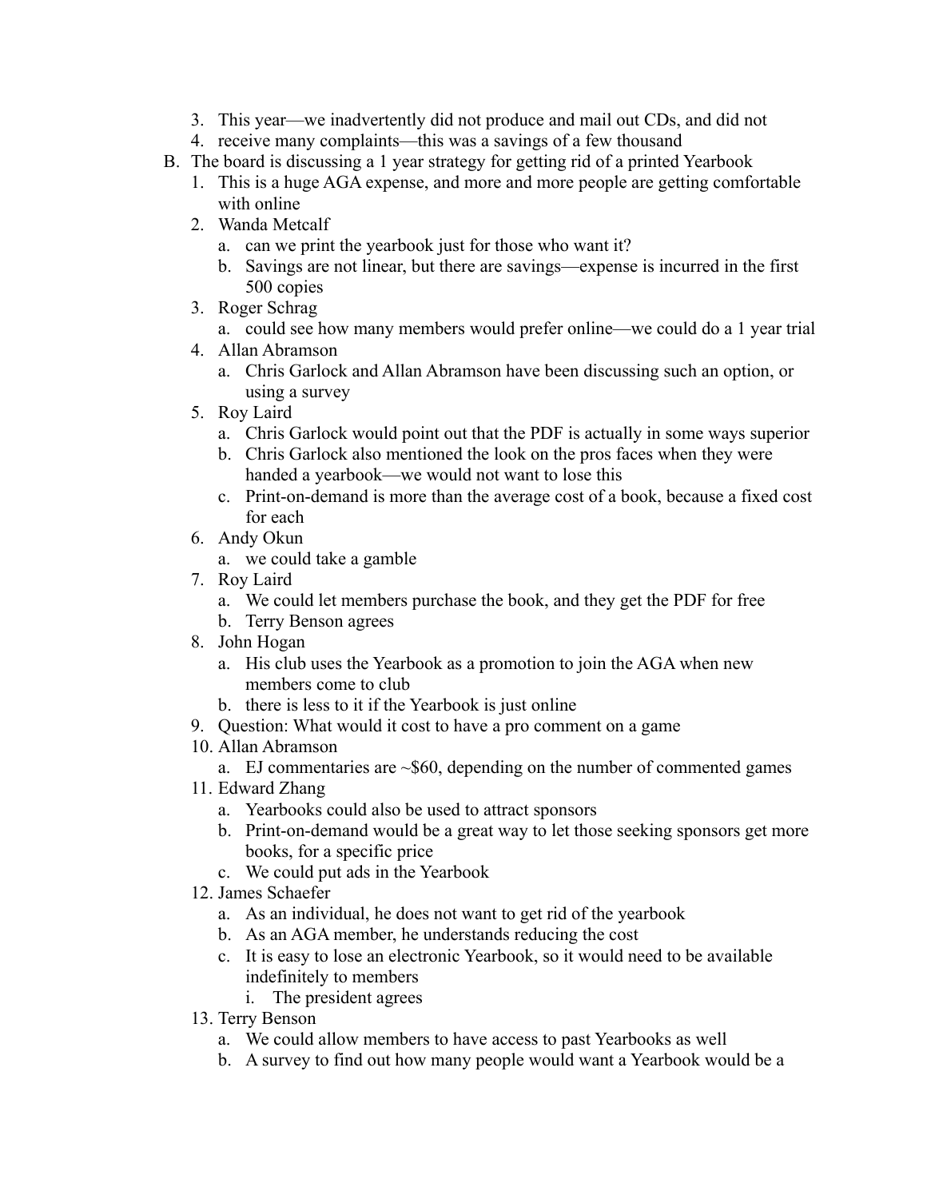3. This year—we inadvertently did not produce and mail out CDs, and did not
4. receive many complaints—this was a savings of a few thousand

B. The board is discussing a 1 year strategy for getting rid of a printed Yearbook
   1. This is a huge AGA expense, and more and more people are getting comfortable with online
   2. Wanda Metcalf
      a. can we print the yearbook just for those who want it?
      b. Savings are not linear, but there are savings—expense is incurred in the first 500 copies
   3. Roger Schrag
      a. could see how many members would prefer online—we could do a 1 year trial
   4. Allan Abramson
      a. Chris Garlock and Allan Abramson have been discussing such an option, or using a survey
   5. Roy Laird
      a. Chris Garlock would point out that the PDF is actually in some ways superior
      b. Chris Garlock also mentioned the look on the pros faces when they were handed a yearbook—we would not want to lose this
      c. Print-on-demand is more than the average cost of a book, because a fixed cost for each
   6. Andy Okun
      a. we could take a gamble
   7. Roy Laird
      a. We could let members purchase the book, and they get the PDF for free
      b. Terry Benson agrees
   8. John Hogan
      a. His club uses the Yearbook as a promotion to join the AGA when new members come to club
      b. there is less to it if the Yearbook is just online
   9. Question: What would it cost to have a pro comment on a game
   10. Allan Abramson
       a. EJ commentaries are ~$60, depending on the number of commented games
   11. Edward Zhang
       a. Yearbooks could also be used to attract sponsors
       b. Print-on-demand would be a great way to let those seeking sponsors get more books, for a specific price
       c. We could put ads in the Yearbook
   12. James Schaefer
       a. As an individual, he does not want to get rid of the yearbook
       b. As an AGA member, he understands reducing the cost
       c. It is easy to lose an electronic Yearbook, so it would need to be available indefinitely to members
          i. The president agrees
   13. Terry Benson
       a. We could allow members to have access to past Yearbooks as well
       b. A survey to find out how many people would want a Yearbook would be a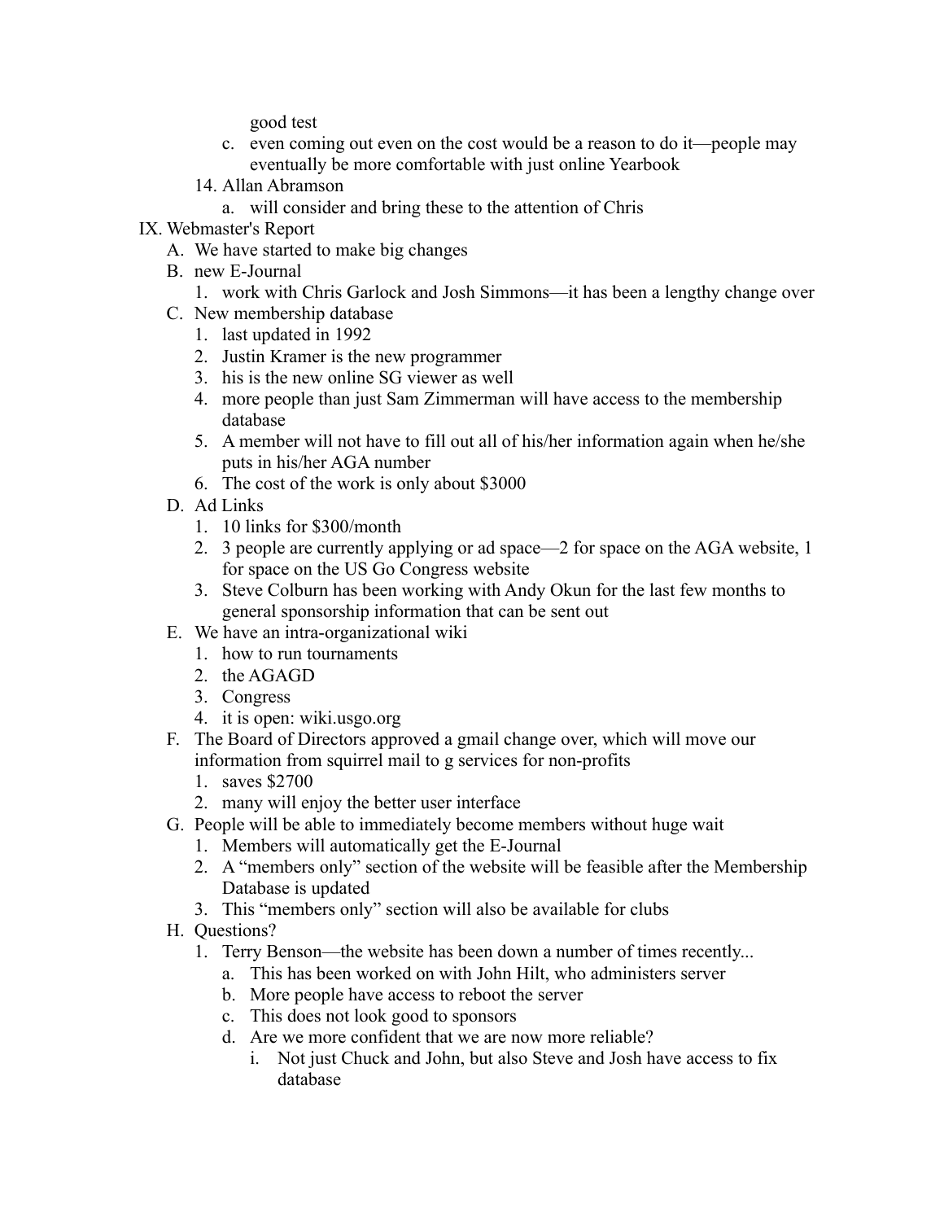good test

    c. even coming out even on the cost would be a reason to do it—people may eventually be more comfortable with just online Yearbook

14. Allan Abramson
    a. will consider and bring these to the attention of Chris

IX. Webmaster's Report

A. We have started to make big changes

B. new E-Journal
   1. work with Chris Garlock and Josh Simmons—it has been a lengthy change over

C. New membership database
   1. last updated in 1992
   2. Justin Kramer is the new programmer
   3. his is the new online SG viewer as well
   4. more people than just Sam Zimmerman will have access to the membership database
   5. A member will not have to fill out all of his/her information again when he/she puts in his/her AGA number
   6. The cost of the work is only about $3000

D. Ad Links
   1. 10 links for $300/month
   2. 3 people are currently applying or ad space—2 for space on the AGA website, 1 for space on the US Go Congress website
   3. Steve Colburn has been working with Andy Okun for the last few months to general sponsorship information that can be sent out

E. We have an intra-organizational wiki
   1. how to run tournaments
   2. the AGAGD
   3. Congress
   4. it is open: wiki.usgo.org

F. The Board of Directors approved a gmail change over, which will move our information from squirrel mail to g services for non-profits
   1. saves $2700
   2. many will enjoy the better user interface

G. People will be able to immediately become members without huge wait
   1. Members will automatically get the E-Journal
   2. A "members only" section of the website will be feasible after the Membership Database is updated
   3. This "members only" section will also be available for clubs

H. Questions?
   1. Terry Benson—the website has been down a number of times recently...
      a. This has been worked on with John Hilt, who administers server
      b. More people have access to reboot the server
      c. This does not look good to sponsors
      d. Are we more confident that we are now more reliable?
         i. Not just Chuck and John, but also Steve and Josh have access to fix database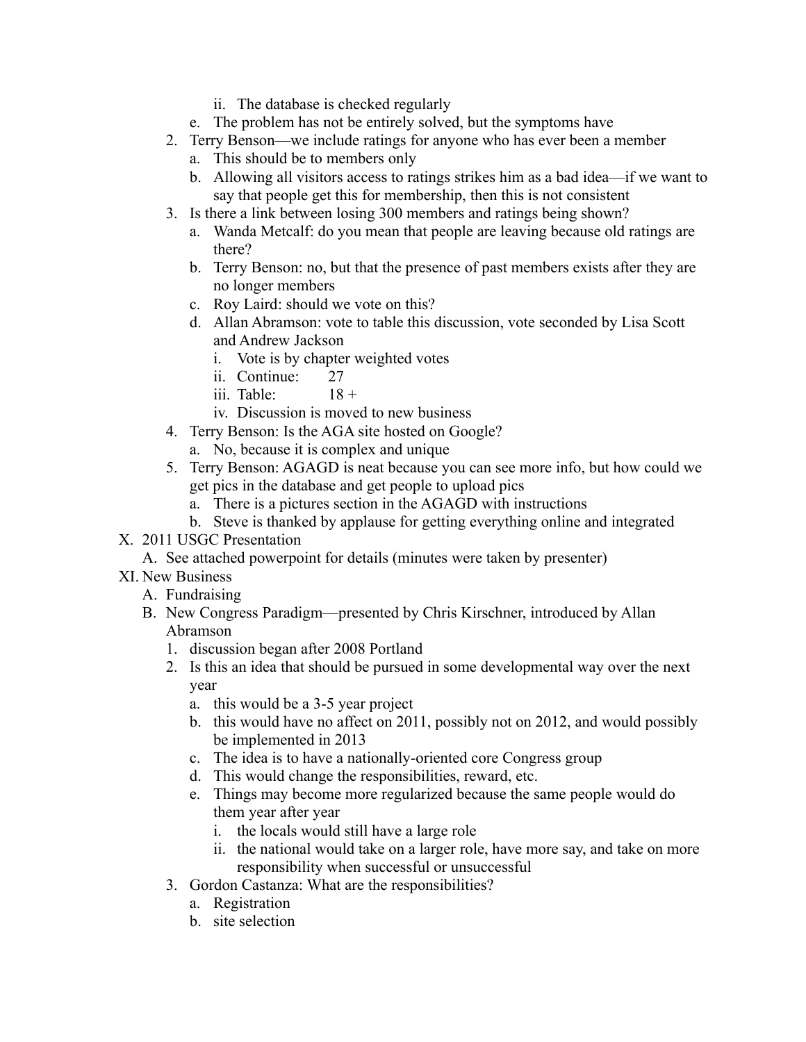- ii. The database is checked regularly
   - e. The problem has not be entirely solved, but the symptoms have
2. Terry Benson—we include ratings for anyone who has ever been a member
   - a. This should be to members only
   - b. Allowing all visitors access to ratings strikes him as a bad idea—if we want to say that people get this for membership, then this is not consistent
3. Is there a link between losing 300 members and ratings being shown?
   - a. Wanda Metcalf: do you mean that people are leaving because old ratings are there?
   - b. Terry Benson: no, but that the presence of past members exists after they are no longer members
   - c. Roy Laird: should we vote on this?
   - d. Allan Abramson: vote to table this discussion, vote seconded by Lisa Scott and Andrew Jackson
      - i. Vote is by chapter weighted votes
      - ii. Continue: 27
      - iii. Table: 18 +
      - iv. Discussion is moved to new business
4. Terry Benson: Is the AGA site hosted on Google?
   - a. No, because it is complex and unique
5. Terry Benson: AGAGD is neat because you can see more info, but how could we get pics in the database and get people to upload pics
   - a. There is a pictures section in the AGAGD with instructions
   - b. Steve is thanked by applause for getting everything online and integrated

X. 2011 USGC Presentation
- A. See attached powerpoint for details (minutes were taken by presenter)

XI. New Business
- A. Fundraising
- B. New Congress Paradigm—presented by Chris Kirschner, introduced by Allan Abramson
  1. discussion began after 2008 Portland
  2. Is this an idea that should be pursued in some developmental way over the next year
     - a. this would be a 3-5 year project
     - b. this would have no affect on 2011, possibly not on 2012, and would possibly be implemented in 2013
     - c. The idea is to have a nationally-oriented core Congress group
     - d. This would change the responsibilities, reward, etc.
     - e. Things may become more regularized because the same people would do them year after year
        - i. the locals would still have a large role
        - ii. the national would take on a larger role, have more say, and take on more responsibility when successful or unsuccessful
  3. Gordon Castanza: What are the responsibilities?
     - a. Registration
     - b. site selection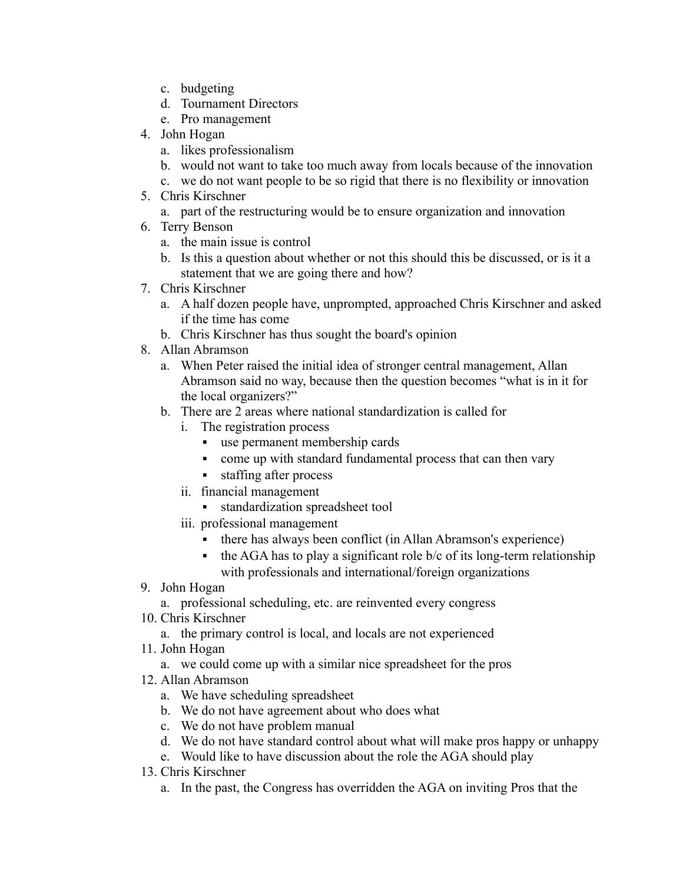c. budgeting
   d. Tournament Directors
   e. Pro management
4. John Hogan
   a. likes professionalism
   b. would not want to take too much away from locals because of the innovation
   c. we do not want people to be so rigid that there is no flexibility or innovation
5. Chris Kirschner
   a. part of the restructuring would be to ensure organization and innovation
6. Terry Benson
   a. the main issue is control
   b. Is this a question about whether or not this should this be discussed, or is it a statement that we are going there and how?
7. Chris Kirschner
   a. A half dozen people have, unprompted, approached Chris Kirschner and asked if the time has come
   b. Chris Kirschner has thus sought the board's opinion
8. Allan Abramson
   a. When Peter raised the initial idea of stronger central management, Allan Abramson said no way, because then the question becomes "what is in it for the local organizers?"
   b. There are 2 areas where national standardization is called for
      i. The registration process
         - use permanent membership cards
         - come up with standard fundamental process that can then vary
         - staffing after process
      ii. financial management
         - standardization spreadsheet tool
      iii. professional management
         - there has always been conflict (in Allan Abramson's experience)
         - the AGA has to play a significant role b/c of its long-term relationship with professionals and international/foreign organizations
9. John Hogan
   a. professional scheduling, etc. are reinvented every congress
10. Chris Kirschner
    a. the primary control is local, and locals are not experienced
11. John Hogan
    a. we could come up with a similar nice spreadsheet for the pros
12. Allan Abramson
    a. We have scheduling spreadsheet
    b. We do not have agreement about who does what
    c. We do not have problem manual
    d. We do not have standard control about what will make pros happy or unhappy
    e. Would like to have discussion about the role the AGA should play
13. Chris Kirschner
    a. In the past, the Congress has overridden the AGA on inviting Pros that the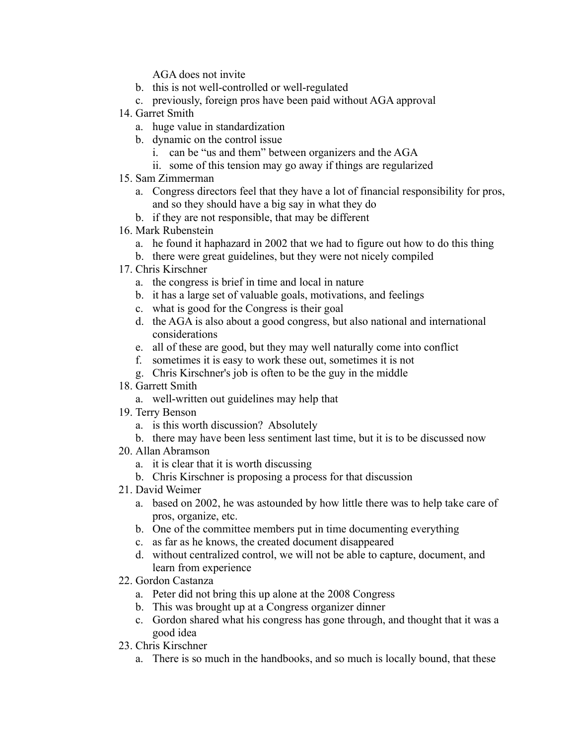AGA does not invite

   b. this is not well-controlled or well-regulated
   c. previously, foreign pros have been paid without AGA approval

14. Garret Smith
   a. huge value in standardization
   b. dynamic on the control issue
      i. can be "us and them" between organizers and the AGA
      ii. some of this tension may go away if things are regularized
15. Sam Zimmerman
   a. Congress directors feel that they have a lot of financial responsibility for pros, and so they should have a big say in what they do
   b. if they are not responsible, that may be different
16. Mark Rubenstein
   a. he found it haphazard in 2002 that we had to figure out how to do this thing
   b. there were great guidelines, but they were not nicely compiled
17. Chris Kirschner
   a. the congress is brief in time and local in nature
   b. it has a large set of valuable goals, motivations, and feelings
   c. what is good for the Congress is their goal
   d. the AGA is also about a good congress, but also national and international considerations
   e. all of these are good, but they may well naturally come into conflict
   f. sometimes it is easy to work these out, sometimes it is not
   g. Chris Kirschner's job is often to be the guy in the middle
18. Garrett Smith
   a. well-written out guidelines may help that
19. Terry Benson
   a. is this worth discussion? Absolutely
   b. there may have been less sentiment last time, but it is to be discussed now
20. Allan Abramson
   a. it is clear that it is worth discussing
   b. Chris Kirschner is proposing a process for that discussion
21. David Weimer
   a. based on 2002, he was astounded by how little there was to help take care of pros, organize, etc.
   b. One of the committee members put in time documenting everything
   c. as far as he knows, the created document disappeared
   d. without centralized control, we will not be able to capture, document, and learn from experience
22. Gordon Castanza
   a. Peter did not bring this up alone at the 2008 Congress
   b. This was brought up at a Congress organizer dinner
   c. Gordon shared what his congress has gone through, and thought that it was a good idea
23. Chris Kirschner
   a. There is so much in the handbooks, and so much is locally bound, that these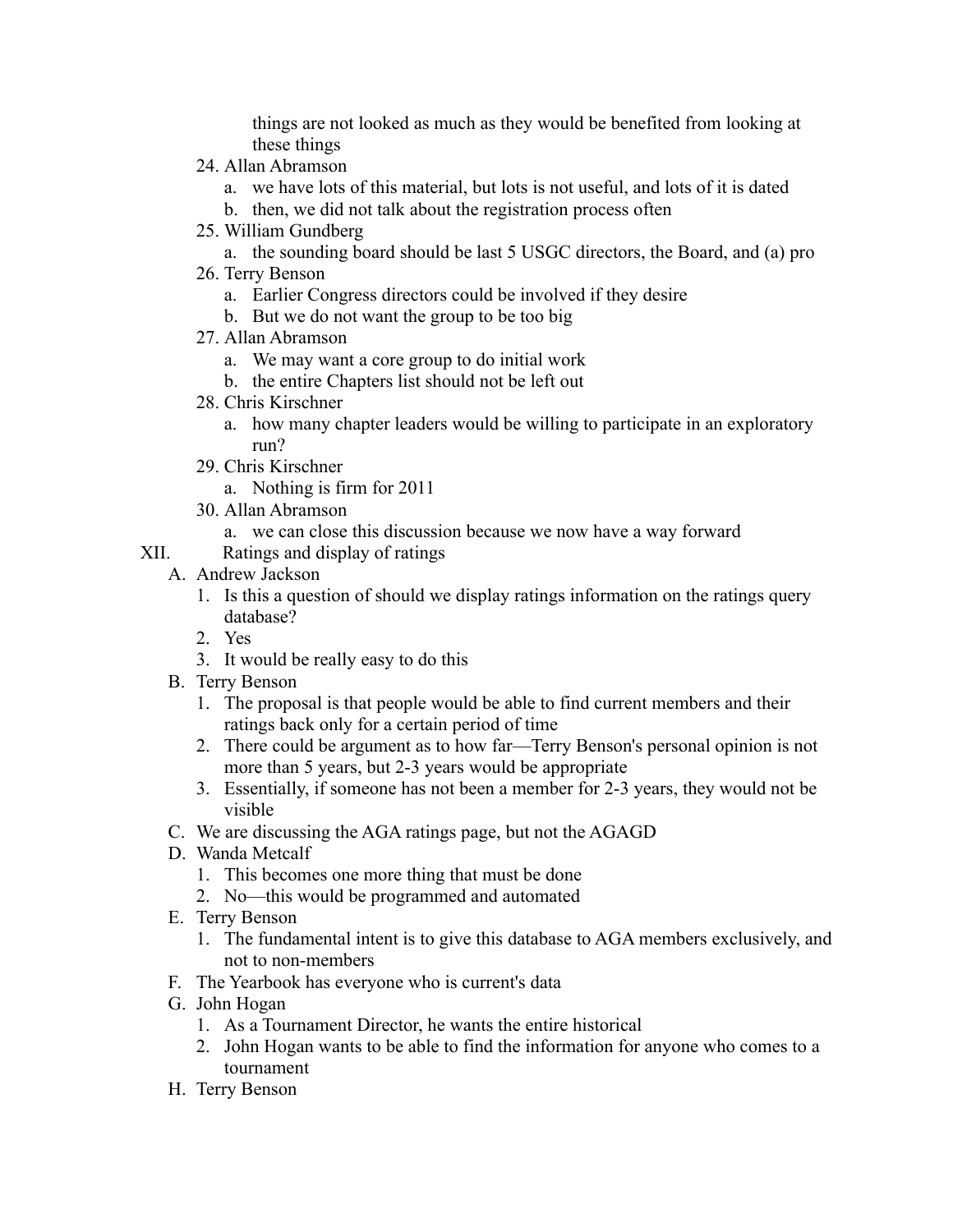things are not looked as much as they would be benefited from looking at these things

24. Allan Abramson
    a. we have lots of this material, but lots is not useful, and lots of it is dated
    b. then, we did not talk about the registration process often
25. William Gundberg
    a. the sounding board should be last 5 USGC directors, the Board, and (a) pro
26. Terry Benson
    a. Earlier Congress directors could be involved if they desire
    b. But we do not want the group to be too big
27. Allan Abramson
    a. We may want a core group to do initial work
    b. the entire Chapters list should not be left out
28. Chris Kirschner
    a. how many chapter leaders would be willing to participate in an exploratory run?
29. Chris Kirschner
    a. Nothing is firm for 2011
30. Allan Abramson
    a. we can close this discussion because we now have a way forward

XII. Ratings and display of ratings

A. Andrew Jackson
   1. Is this a question of should we display ratings information on the ratings query database?
   2. Yes
   3. It would be really easy to do this
B. Terry Benson
   1. The proposal is that people would be able to find current members and their ratings back only for a certain period of time
   2. There could be argument as to how far—Terry Benson's personal opinion is not more than 5 years, but 2-3 years would be appropriate
   3. Essentially, if someone has not been a member for 2-3 years, they would not be visible
C. We are discussing the AGA ratings page, but not the AGAGD
D. Wanda Metcalf
   1. This becomes one more thing that must be done
   2. No—this would be programmed and automated
E. Terry Benson
   1. The fundamental intent is to give this database to AGA members exclusively, and not to non-members
F. The Yearbook has everyone who is current's data
G. John Hogan
   1. As a Tournament Director, he wants the entire historical
   2. John Hogan wants to be able to find the information for anyone who comes to a tournament
H. Terry Benson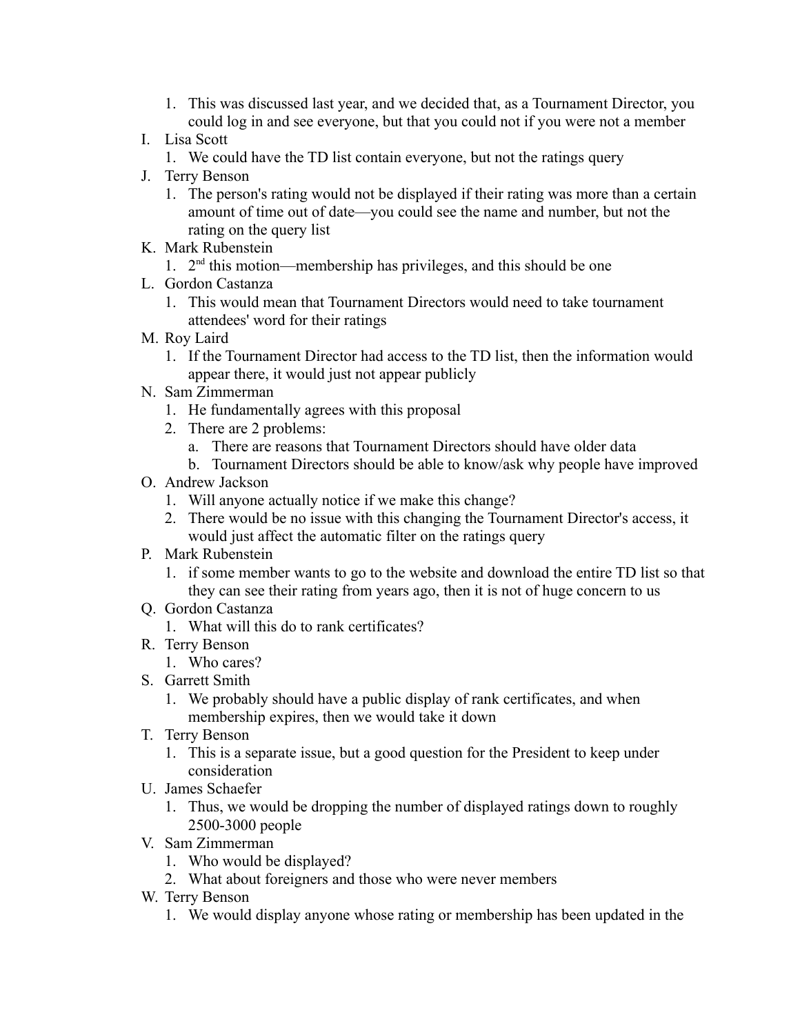1. This was discussed last year, and we decided that, as a Tournament Director, you could log in and see everyone, but that you could not if you were not a member

I. Lisa Scott
   1. We could have the TD list contain everyone, but not the ratings query

J. Terry Benson
   1. The person's rating would not be displayed if their rating was more than a certain amount of time out of date—you could see the name and number, but not the rating on the query list

K. Mark Rubenstein
   1. 2nd this motion—membership has privileges, and this should be one

L. Gordon Castanza
   1. This would mean that Tournament Directors would need to take tournament attendees' word for their ratings

M. Roy Laird
   1. If the Tournament Director had access to the TD list, then the information would appear there, it would just not appear publicly

N. Sam Zimmerman
   1. He fundamentally agrees with this proposal
   2. There are 2 problems:
      a. There are reasons that Tournament Directors should have older data
      b. Tournament Directors should be able to know/ask why people have improved

O. Andrew Jackson
   1. Will anyone actually notice if we make this change?
   2. There would be no issue with this changing the Tournament Director's access, it would just affect the automatic filter on the ratings query

P. Mark Rubenstein
   1. if some member wants to go to the website and download the entire TD list so that they can see their rating from years ago, then it is not of huge concern to us

Q. Gordon Castanza
   1. What will this do to rank certificates?

R. Terry Benson
   1. Who cares?

S. Garrett Smith
   1. We probably should have a public display of rank certificates, and when membership expires, then we would take it down

T. Terry Benson
   1. This is a separate issue, but a good question for the President to keep under consideration

U. James Schaefer
   1. Thus, we would be dropping the number of displayed ratings down to roughly 2500-3000 people

V. Sam Zimmerman
   1. Who would be displayed?
   2. What about foreigners and those who were never members

W. Terry Benson
   1. We would display anyone whose rating or membership has been updated in the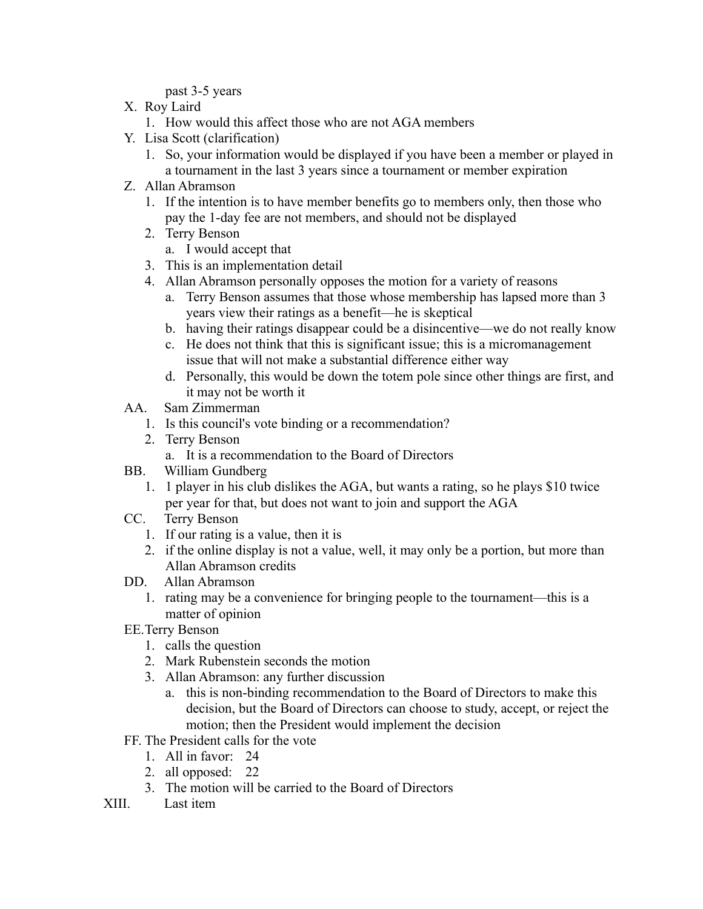past 3-5 years

X. Roy Laird
   1. How would this affect those who are not AGA members
Y. Lisa Scott (clarification)
   1. So, your information would be displayed if you have been a member or played in a tournament in the last 3 years since a tournament or member expiration
Z. Allan Abramson
   1. If the intention is to have member benefits go to members only, then those who pay the 1-day fee are not members, and should not be displayed
   2. Terry Benson
      a. I would accept that
   3. This is an implementation detail
   4. Allan Abramson personally opposes the motion for a variety of reasons
      a. Terry Benson assumes that those whose membership has lapsed more than 3 years view their ratings as a benefit—he is skeptical
      b. having their ratings disappear could be a disincentive—we do not really know
      c. He does not think that this is significant issue; this is a micromanagement issue that will not make a substantial difference either way
      d. Personally, this would be down the totem pole since other things are first, and it may not be worth it
AA. Sam Zimmerman
   1. Is this council's vote binding or a recommendation?
   2. Terry Benson
      a. It is a recommendation to the Board of Directors
BB. William Gundberg
   1. 1 player in his club dislikes the AGA, but wants a rating, so he plays $10 twice per year for that, but does not want to join and support the AGA
CC. Terry Benson
   1. If our rating is a value, then it is
   2. if the online display is not a value, well, it may only be a portion, but more than Allan Abramson credits
DD. Allan Abramson
   1. rating may be a convenience for bringing people to the tournament—this is a matter of opinion
EE. Terry Benson
   1. calls the question
   2. Mark Rubenstein seconds the motion
   3. Allan Abramson: any further discussion
      a. this is non-binding recommendation to the Board of Directors to make this decision, but the Board of Directors can choose to study, accept, or reject the motion; then the President would implement the decision
FF. The President calls for the vote
   1. All in favor: 24
   2. all opposed: 22
   3. The motion will be carried to the Board of Directors

XIII. Last item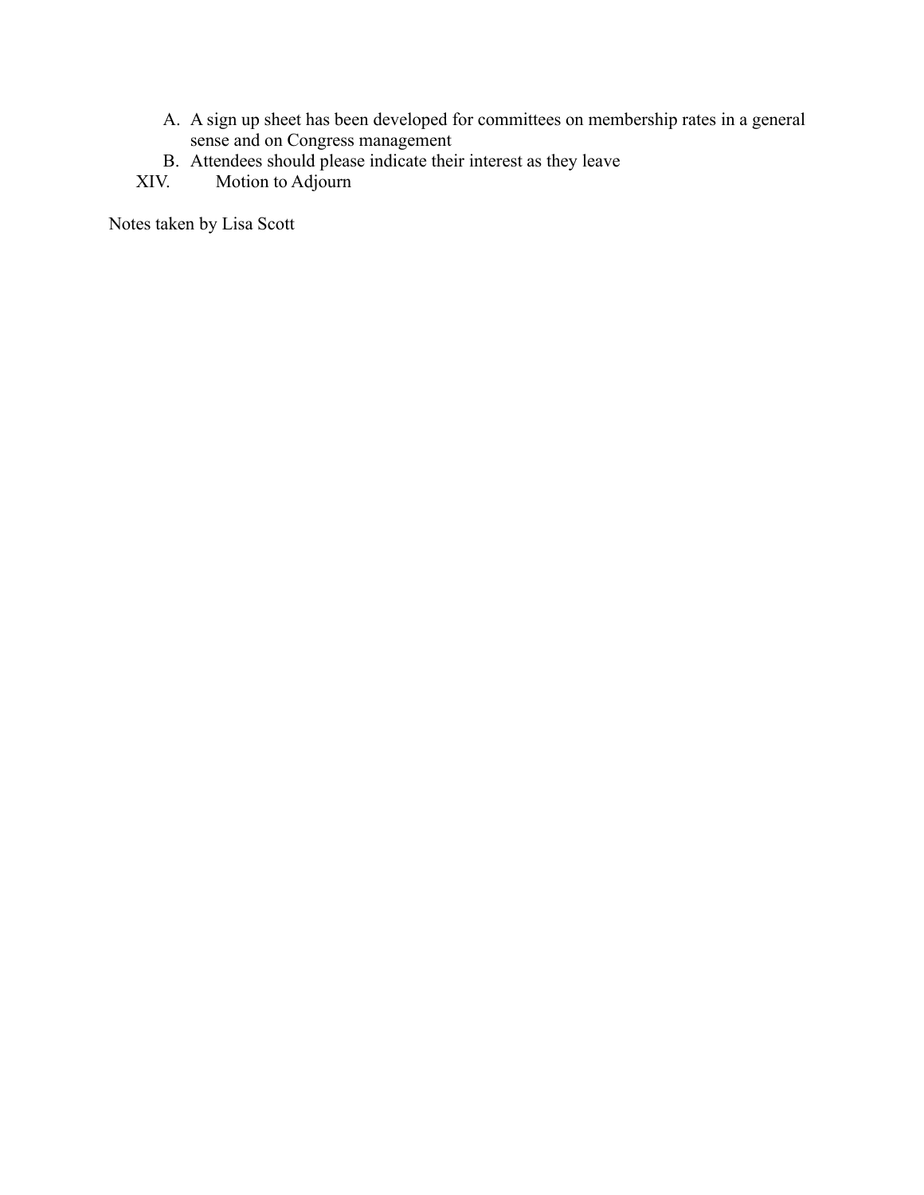A. A sign up sheet has been developed for committees on membership rates in a general sense and on Congress management
B. Attendees should please indicate their interest as they leave

XIV. Motion to Adjourn

Notes taken by Lisa Scott